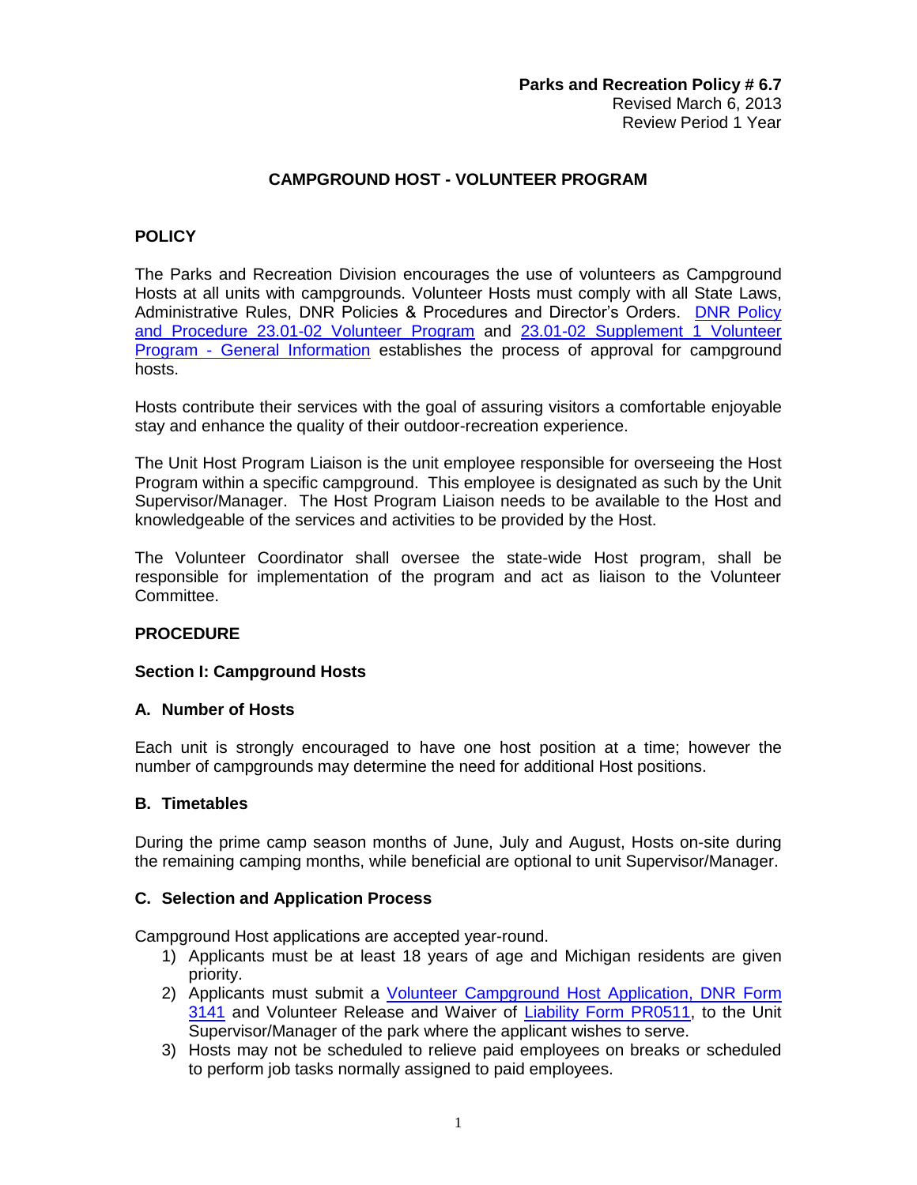**Parks and Recreation Policy # 6.7**
Revised March 6, 2013
Review Period 1 Year

# CAMPGROUND HOST - VOLUNTEER PROGRAM

## POLICY

The Parks and Recreation Division encourages the use of volunteers as Campground Hosts at all units with campgrounds. Volunteer Hosts must comply with all State Laws, Administrative Rules, DNR Policies & Procedures and Director's Orders. DNR Policy and Procedure 23.01-02 Volunteer Program and 23.01-02 Supplement 1 Volunteer Program - General Information establishes the process of approval for campground hosts.

Hosts contribute their services with the goal of assuring visitors a comfortable enjoyable stay and enhance the quality of their outdoor-recreation experience.

The Unit Host Program Liaison is the unit employee responsible for overseeing the Host Program within a specific campground. This employee is designated as such by the Unit Supervisor/Manager. The Host Program Liaison needs to be available to the Host and knowledgeable of the services and activities to be provided by the Host.

The Volunteer Coordinator shall oversee the state-wide Host program, shall be responsible for implementation of the program and act as liaison to the Volunteer Committee.

## PROCEDURE

### Section I: Campground Hosts

#### A. Number of Hosts

Each unit is strongly encouraged to have one host position at a time; however the number of campgrounds may determine the need for additional Host positions.

#### B. Timetables

During the prime camp season months of June, July and August, Hosts on-site during the remaining camping months, while beneficial are optional to unit Supervisor/Manager.

#### C. Selection and Application Process

Campground Host applications are accepted year-round.

1) Applicants must be at least 18 years of age and Michigan residents are given priority.
2) Applicants must submit a Volunteer Campground Host Application, DNR Form 3141 and Volunteer Release and Waiver of Liability Form PR0511, to the Unit Supervisor/Manager of the park where the applicant wishes to serve.
3) Hosts may not be scheduled to relieve paid employees on breaks or scheduled to perform job tasks normally assigned to paid employees.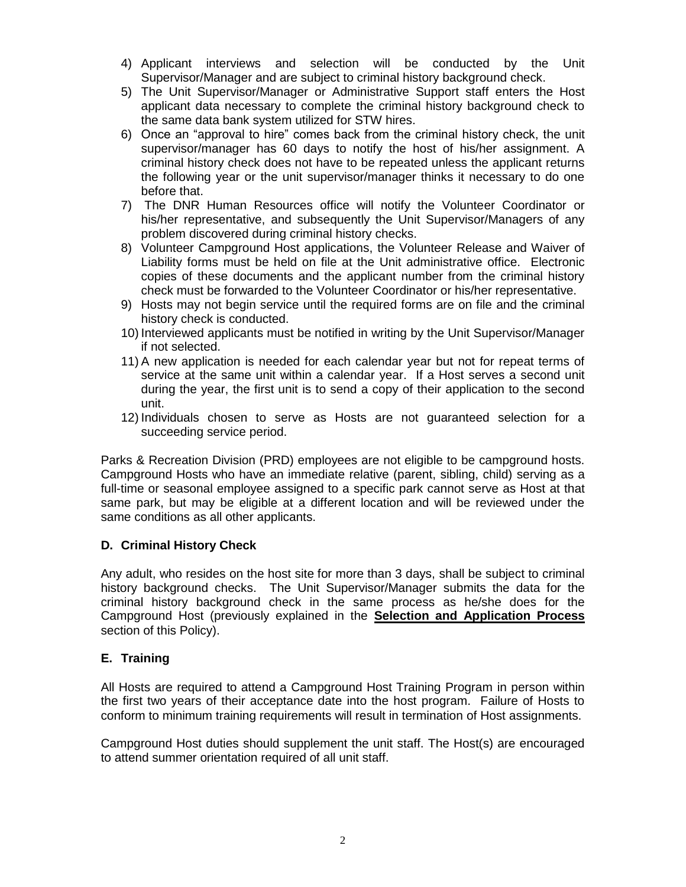4) Applicant interviews and selection will be conducted by the Unit Supervisor/Manager and are subject to criminal history background check.
5) The Unit Supervisor/Manager or Administrative Support staff enters the Host applicant data necessary to complete the criminal history background check to the same data bank system utilized for STW hires.
6) Once an "approval to hire" comes back from the criminal history check, the unit supervisor/manager has 60 days to notify the host of his/her assignment. A criminal history check does not have to be repeated unless the applicant returns the following year or the unit supervisor/manager thinks it necessary to do one before that.
7) The DNR Human Resources office will notify the Volunteer Coordinator or his/her representative, and subsequently the Unit Supervisor/Managers of any problem discovered during criminal history checks.
8) Volunteer Campground Host applications, the Volunteer Release and Waiver of Liability forms must be held on file at the Unit administrative office. Electronic copies of these documents and the applicant number from the criminal history check must be forwarded to the Volunteer Coordinator or his/her representative.
9) Hosts may not begin service until the required forms are on file and the criminal history check is conducted.
10) Interviewed applicants must be notified in writing by the Unit Supervisor/Manager if not selected.
11) A new application is needed for each calendar year but not for repeat terms of service at the same unit within a calendar year. If a Host serves a second unit during the year, the first unit is to send a copy of their application to the second unit.
12) Individuals chosen to serve as Hosts are not guaranteed selection for a succeeding service period.

Parks & Recreation Division (PRD) employees are not eligible to be campground hosts. Campground Hosts who have an immediate relative (parent, sibling, child) serving as a full-time or seasonal employee assigned to a specific park cannot serve as Host at that same park, but may be eligible at a different location and will be reviewed under the same conditions as all other applicants.

### D. Criminal History Check

Any adult, who resides on the host site for more than 3 days, shall be subject to criminal history background checks. The Unit Supervisor/Manager submits the data for the criminal history background check in the same process as he/she does for the Campground Host (previously explained in the **Selection and Application Process** section of this Policy).

### E. Training

All Hosts are required to attend a Campground Host Training Program in person within the first two years of their acceptance date into the host program. Failure of Hosts to conform to minimum training requirements will result in termination of Host assignments.

Campground Host duties should supplement the unit staff. The Host(s) are encouraged to attend summer orientation required of all unit staff.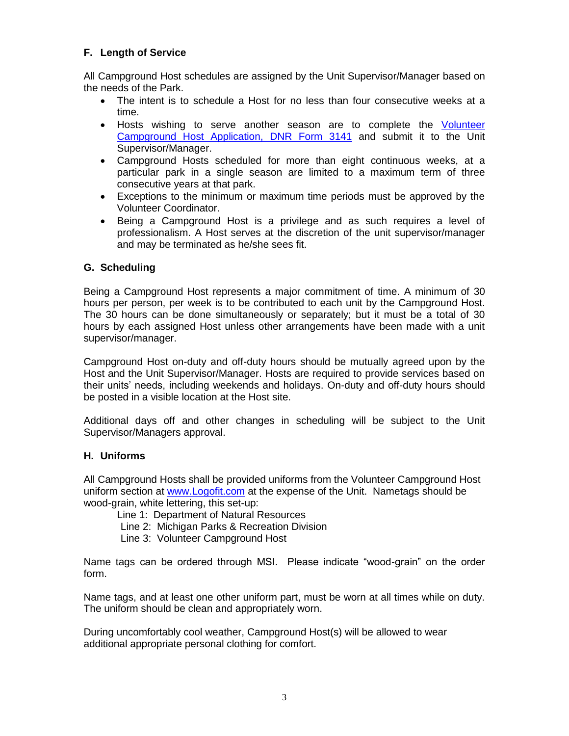### F. Length of Service

All Campground Host schedules are assigned by the Unit Supervisor/Manager based on the needs of the Park.

- The intent is to schedule a Host for no less than four consecutive weeks at a time.
- Hosts wishing to serve another season are to complete the [Volunteer Campground Host Application, DNR Form 3141]() and submit it to the Unit Supervisor/Manager.
- Campground Hosts scheduled for more than eight continuous weeks, at a particular park in a single season are limited to a maximum term of three consecutive years at that park.
- Exceptions to the minimum or maximum time periods must be approved by the Volunteer Coordinator.
- Being a Campground Host is a privilege and as such requires a level of professionalism. A Host serves at the discretion of the unit supervisor/manager and may be terminated as he/she sees fit.

### G. Scheduling

Being a Campground Host represents a major commitment of time. A minimum of 30 hours per person, per week is to be contributed to each unit by the Campground Host. The 30 hours can be done simultaneously or separately; but it must be a total of 30 hours by each assigned Host unless other arrangements have been made with a unit supervisor/manager.

Campground Host on-duty and off-duty hours should be mutually agreed upon by the Host and the Unit Supervisor/Manager. Hosts are required to provide services based on their units' needs, including weekends and holidays. On-duty and off-duty hours should be posted in a visible location at the Host site.

Additional days off and other changes in scheduling will be subject to the Unit Supervisor/Managers approval.

### H. Uniforms

All Campground Hosts shall be provided uniforms from the Volunteer Campground Host uniform section at [www.Logofit.com](www.Logofit.com) at the expense of the Unit. Nametags should be wood-grain, white lettering, this set-up:

Line 1: Department of Natural Resources
Line 2: Michigan Parks & Recreation Division
Line 3: Volunteer Campground Host

Name tags can be ordered through MSI. Please indicate "wood-grain" on the order form.

Name tags, and at least one other uniform part, must be worn at all times while on duty. The uniform should be clean and appropriately worn.

During uncomfortably cool weather, Campground Host(s) will be allowed to wear additional appropriate personal clothing for comfort.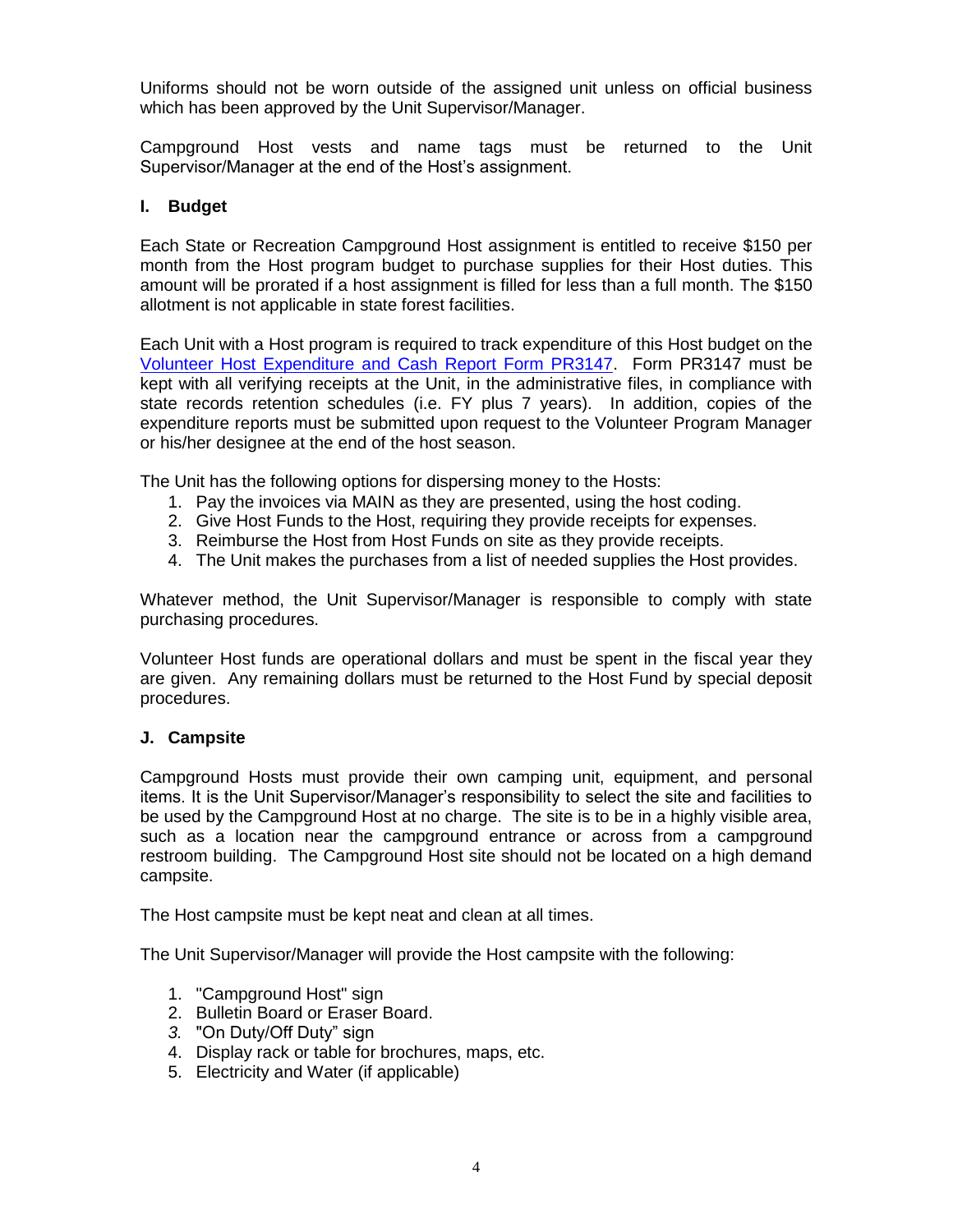Uniforms should not be worn outside of the assigned unit unless on official business which has been approved by the Unit Supervisor/Manager.

Campground Host vests and name tags must be returned to the Unit Supervisor/Manager at the end of the Host's assignment.

### I. Budget

Each State or Recreation Campground Host assignment is entitled to receive $150 per month from the Host program budget to purchase supplies for their Host duties. This amount will be prorated if a host assignment is filled for less than a full month. The $150 allotment is not applicable in state forest facilities.

Each Unit with a Host program is required to track expenditure of this Host budget on the Volunteer Host Expenditure and Cash Report Form PR3147. Form PR3147 must be kept with all verifying receipts at the Unit, in the administrative files, in compliance with state records retention schedules (i.e. FY plus 7 years). In addition, copies of the expenditure reports must be submitted upon request to the Volunteer Program Manager or his/her designee at the end of the host season.

The Unit has the following options for dispersing money to the Hosts:

1. Pay the invoices via MAIN as they are presented, using the host coding.
2. Give Host Funds to the Host, requiring they provide receipts for expenses.
3. Reimburse the Host from Host Funds on site as they provide receipts.
4. The Unit makes the purchases from a list of needed supplies the Host provides.

Whatever method, the Unit Supervisor/Manager is responsible to comply with state purchasing procedures.

Volunteer Host funds are operational dollars and must be spent in the fiscal year they are given. Any remaining dollars must be returned to the Host Fund by special deposit procedures.

### J. Campsite

Campground Hosts must provide their own camping unit, equipment, and personal items. It is the Unit Supervisor/Manager's responsibility to select the site and facilities to be used by the Campground Host at no charge. The site is to be in a highly visible area, such as a location near the campground entrance or across from a campground restroom building. The Campground Host site should not be located on a high demand campsite.

The Host campsite must be kept neat and clean at all times.

The Unit Supervisor/Manager will provide the Host campsite with the following:

1. "Campground Host" sign
2. Bulletin Board or Eraser Board.
3. "On Duty/Off Duty" sign
4. Display rack or table for brochures, maps, etc.
5. Electricity and Water (if applicable)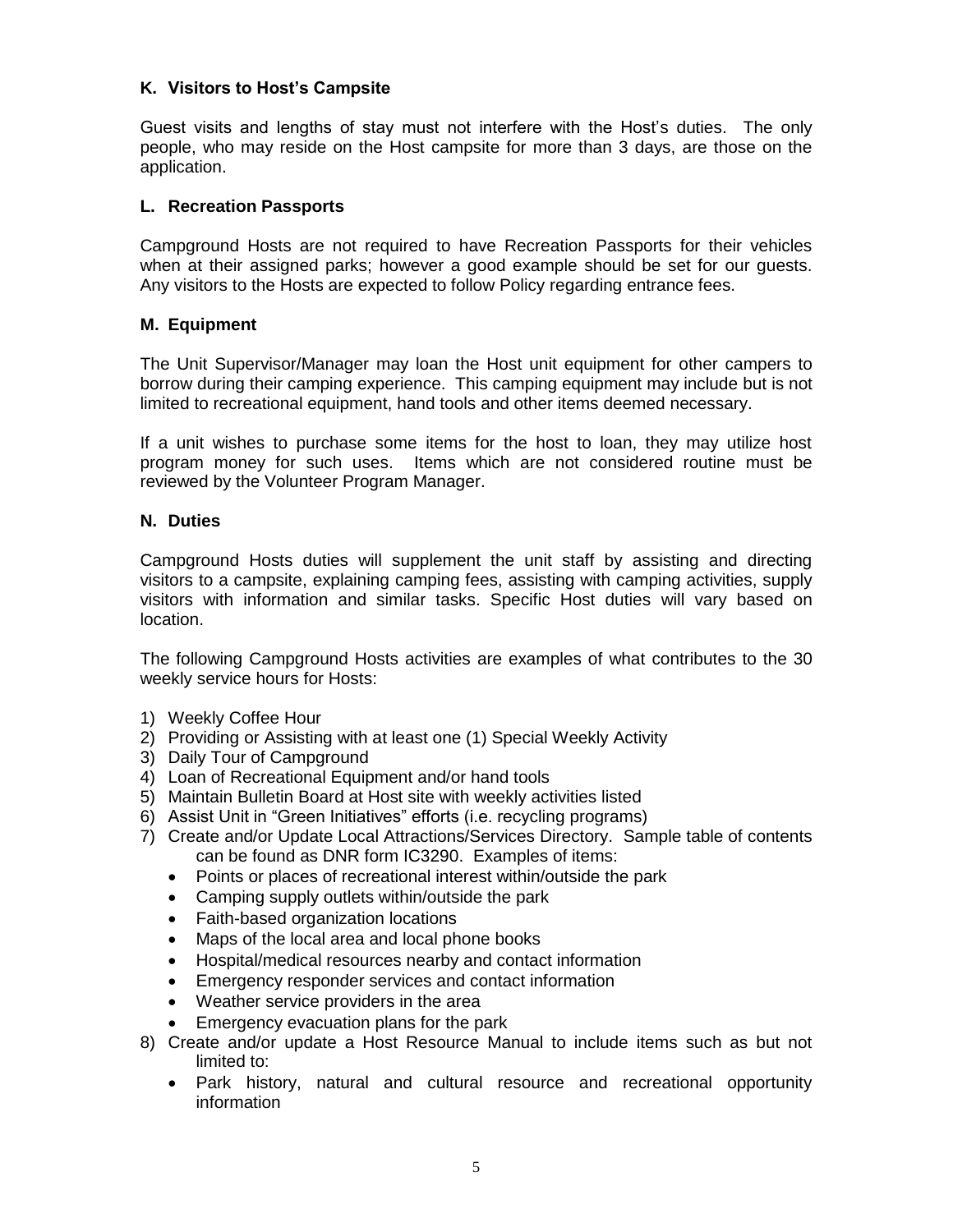### K. Visitors to Host's Campsite

Guest visits and lengths of stay must not interfere with the Host's duties. The only people, who may reside on the Host campsite for more than 3 days, are those on the application.

### L. Recreation Passports

Campground Hosts are not required to have Recreation Passports for their vehicles when at their assigned parks; however a good example should be set for our guests. Any visitors to the Hosts are expected to follow Policy regarding entrance fees.

### M. Equipment

The Unit Supervisor/Manager may loan the Host unit equipment for other campers to borrow during their camping experience. This camping equipment may include but is not limited to recreational equipment, hand tools and other items deemed necessary.

If a unit wishes to purchase some items for the host to loan, they may utilize host program money for such uses. Items which are not considered routine must be reviewed by the Volunteer Program Manager.

### N. Duties

Campground Hosts duties will supplement the unit staff by assisting and directing visitors to a campsite, explaining camping fees, assisting with camping activities, supply visitors with information and similar tasks. Specific Host duties will vary based on location.

The following Campground Hosts activities are examples of what contributes to the 30 weekly service hours for Hosts:

1) Weekly Coffee Hour
2) Providing or Assisting with at least one (1) Special Weekly Activity
3) Daily Tour of Campground
4) Loan of Recreational Equipment and/or hand tools
5) Maintain Bulletin Board at Host site with weekly activities listed
6) Assist Unit in "Green Initiatives" efforts (i.e. recycling programs)
7) Create and/or Update Local Attractions/Services Directory. Sample table of contents can be found as DNR form IC3290. Examples of items:
   - Points or places of recreational interest within/outside the park
   - Camping supply outlets within/outside the park
   - Faith-based organization locations
   - Maps of the local area and local phone books
   - Hospital/medical resources nearby and contact information
   - Emergency responder services and contact information
   - Weather service providers in the area
   - Emergency evacuation plans for the park
8) Create and/or update a Host Resource Manual to include items such as but not limited to:
   - Park history, natural and cultural resource and recreational opportunity information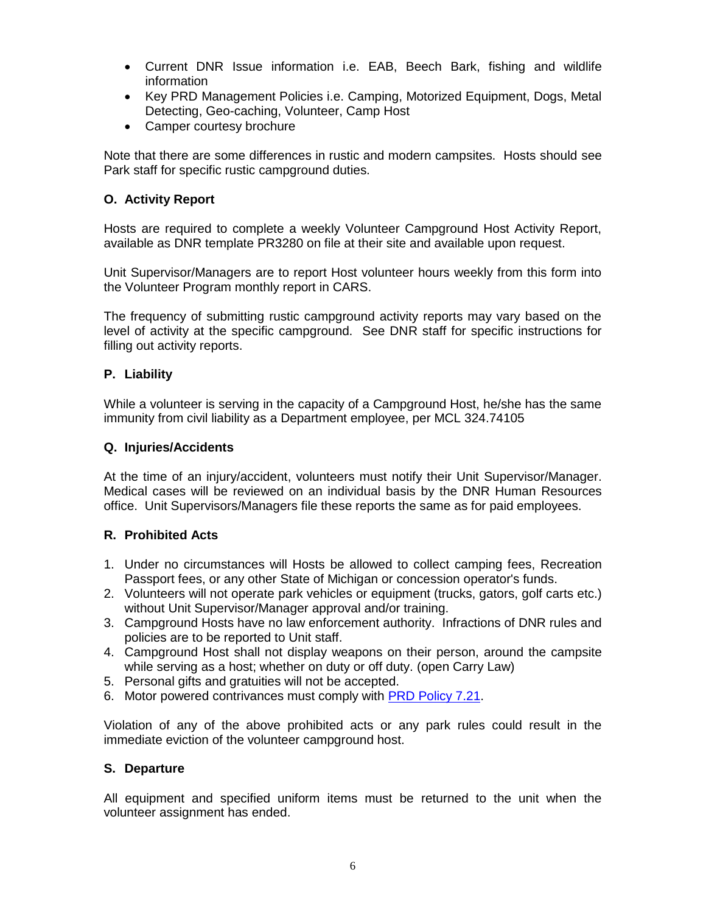- Current DNR Issue information i.e. EAB, Beech Bark, fishing and wildlife information
- Key PRD Management Policies i.e. Camping, Motorized Equipment, Dogs, Metal Detecting, Geo-caching, Volunteer, Camp Host
- Camper courtesy brochure

Note that there are some differences in rustic and modern campsites. Hosts should see Park staff for specific rustic campground duties.

### O. Activity Report

Hosts are required to complete a weekly Volunteer Campground Host Activity Report, available as DNR template PR3280 on file at their site and available upon request.

Unit Supervisor/Managers are to report Host volunteer hours weekly from this form into the Volunteer Program monthly report in CARS.

The frequency of submitting rustic campground activity reports may vary based on the level of activity at the specific campground. See DNR staff for specific instructions for filling out activity reports.

### P. Liability

While a volunteer is serving in the capacity of a Campground Host, he/she has the same immunity from civil liability as a Department employee, per MCL 324.74105

### Q. Injuries/Accidents

At the time of an injury/accident, volunteers must notify their Unit Supervisor/Manager. Medical cases will be reviewed on an individual basis by the DNR Human Resources office. Unit Supervisors/Managers file these reports the same as for paid employees.

### R. Prohibited Acts

1. Under no circumstances will Hosts be allowed to collect camping fees, Recreation Passport fees, or any other State of Michigan or concession operator's funds.
2. Volunteers will not operate park vehicles or equipment (trucks, gators, golf carts etc.) without Unit Supervisor/Manager approval and/or training.
3. Campground Hosts have no law enforcement authority. Infractions of DNR rules and policies are to be reported to Unit staff.
4. Campground Host shall not display weapons on their person, around the campsite while serving as a host; whether on duty or off duty. (open Carry Law)
5. Personal gifts and gratuities will not be accepted.
6. Motor powered contrivances must comply with PRD Policy 7.21.

Violation of any of the above prohibited acts or any park rules could result in the immediate eviction of the volunteer campground host.

### S. Departure

All equipment and specified uniform items must be returned to the unit when the volunteer assignment has ended.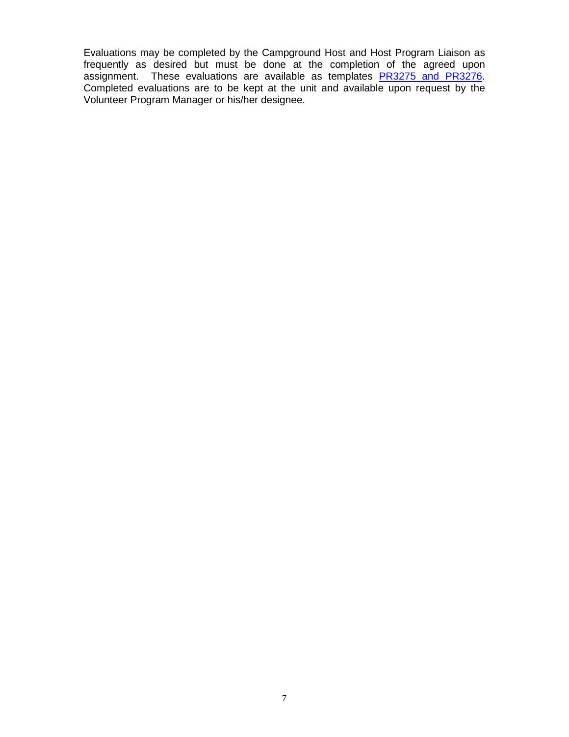Evaluations may be completed by the Campground Host and Host Program Liaison as frequently as desired but must be done at the completion of the agreed upon assignment. These evaluations are available as templates PR3275 and PR3276. Completed evaluations are to be kept at the unit and available upon request by the Volunteer Program Manager or his/her designee.